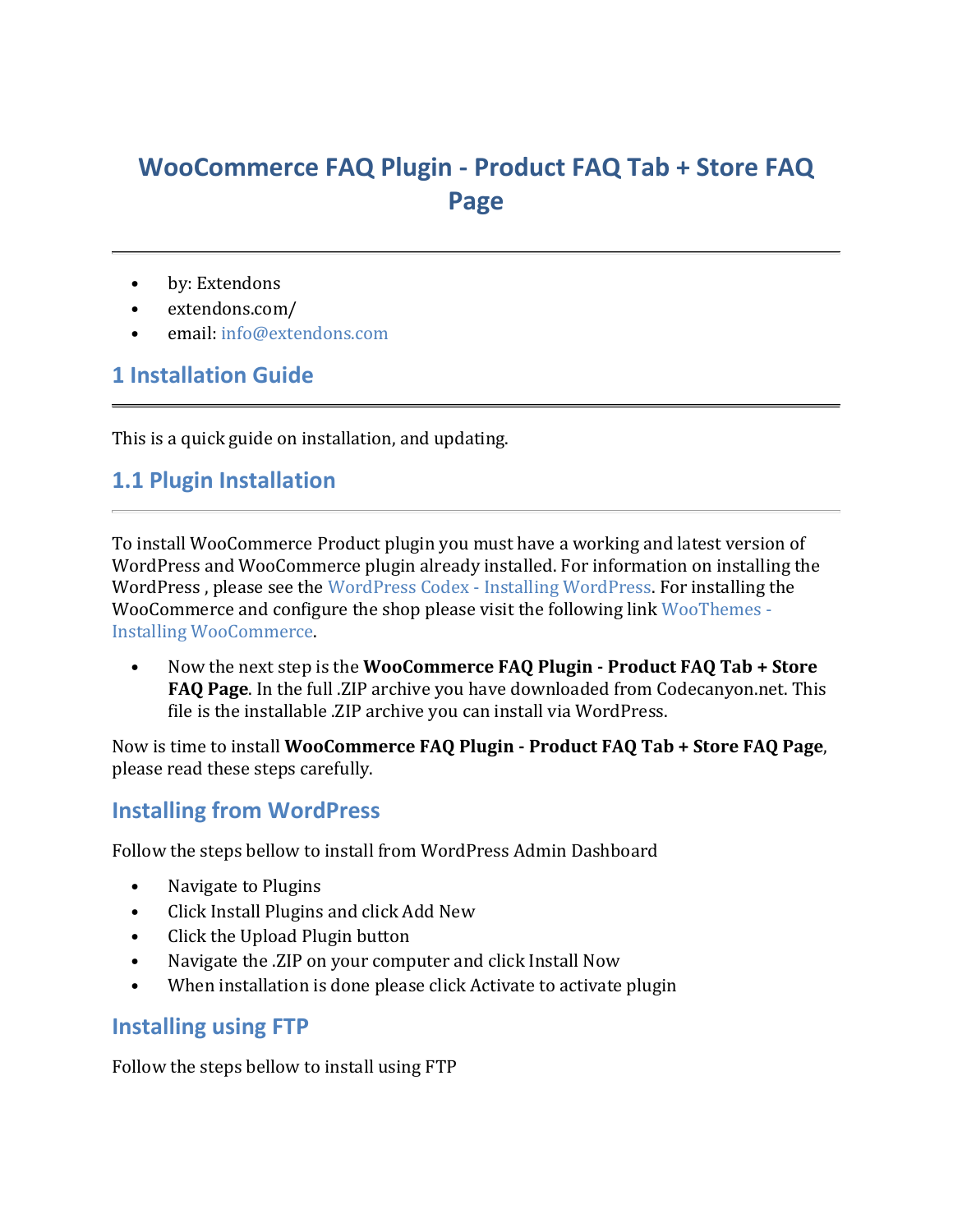# WooCommerce FAQ Plugin - Product FAQ Tab + Store FAQ Page

---

- by: Extendons
- extendons.com/
- email: info@extendons.com

## 1 Installation Guide

---

This is a quick guide on installation, and updating.

## 1.1 Plugin Installation

---

To install WooCommerce Product plugin you must have a working and latest version of WordPress and WooCommerce plugin already installed. For information on installing the WordPress , please see the WordPress Codex - Installing WordPress. For installing the WooCommerce and configure the shop please visit the following link WooThemes - Installing WooCommerce.

- Now the next step is the **WooCommerce FAQ Plugin - Product FAQ Tab + Store FAQ Page**. In the full .ZIP archive you have downloaded from Codecanyon.net. This file is the installable .ZIP archive you can install via WordPress.

Now is time to install **WooCommerce FAQ Plugin - Product FAQ Tab + Store FAQ Page**, please read these steps carefully.

### Installing from WordPress

Follow the steps bellow to install from WordPress Admin Dashboard

- Navigate to Plugins
- Click Install Plugins and click Add New
- Click the Upload Plugin button
- Navigate the .ZIP on your computer and click Install Now
- When installation is done please click Activate to activate plugin

### Installing using FTP

Follow the steps bellow to install using FTP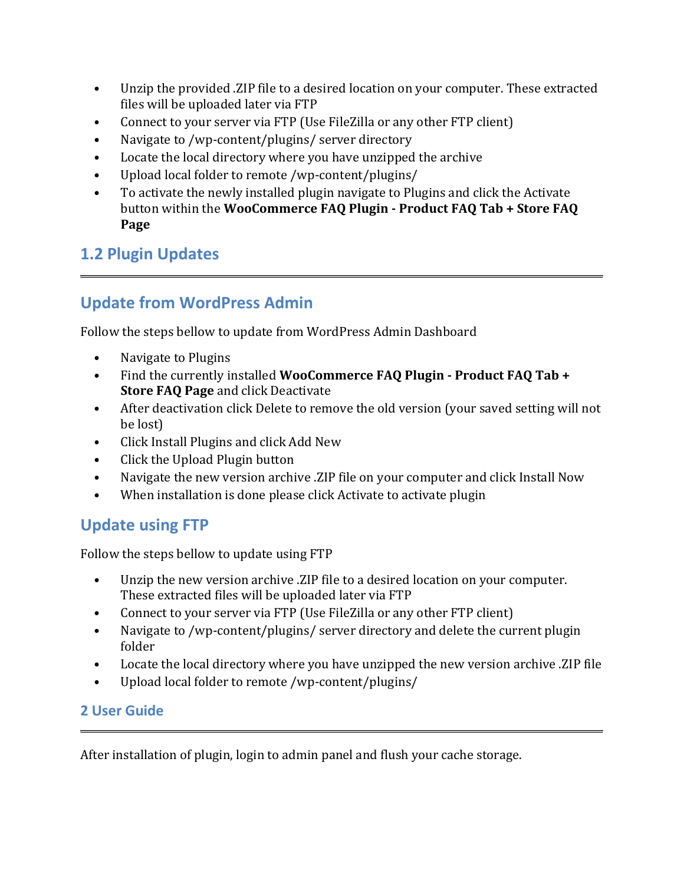- Unzip the provided .ZIP file to a desired location on your computer. These extracted files will be uploaded later via FTP
- Connect to your server via FTP (Use FileZilla or any other FTP client)
- Navigate to /wp-content/plugins/ server directory
- Locate the local directory where you have unzipped the archive
- Upload local folder to remote /wp-content/plugins/
- To activate the newly installed plugin navigate to Plugins and click the Activate button within the **WooCommerce FAQ Plugin - Product FAQ Tab + Store FAQ Page**

## 1.2 Plugin Updates

---

## Update from WordPress Admin

Follow the steps bellow to update from WordPress Admin Dashboard

- Navigate to Plugins
- Find the currently installed **WooCommerce FAQ Plugin - Product FAQ Tab + Store FAQ Page** and click Deactivate
- After deactivation click Delete to remove the old version (your saved setting will not be lost)
- Click Install Plugins and click Add New
- Click the Upload Plugin button
- Navigate the new version archive .ZIP file on your computer and click Install Now
- When installation is done please click Activate to activate plugin

## Update using FTP

Follow the steps bellow to update using FTP

- Unzip the new version archive .ZIP file to a desired location on your computer. These extracted files will be uploaded later via FTP
- Connect to your server via FTP (Use FileZilla or any other FTP client)
- Navigate to /wp-content/plugins/ server directory and delete the current plugin folder
- Locate the local directory where you have unzipped the new version archive .ZIP file
- Upload local folder to remote /wp-content/plugins/

# 2 User Guide

---

After installation of plugin, login to admin panel and flush your cache storage.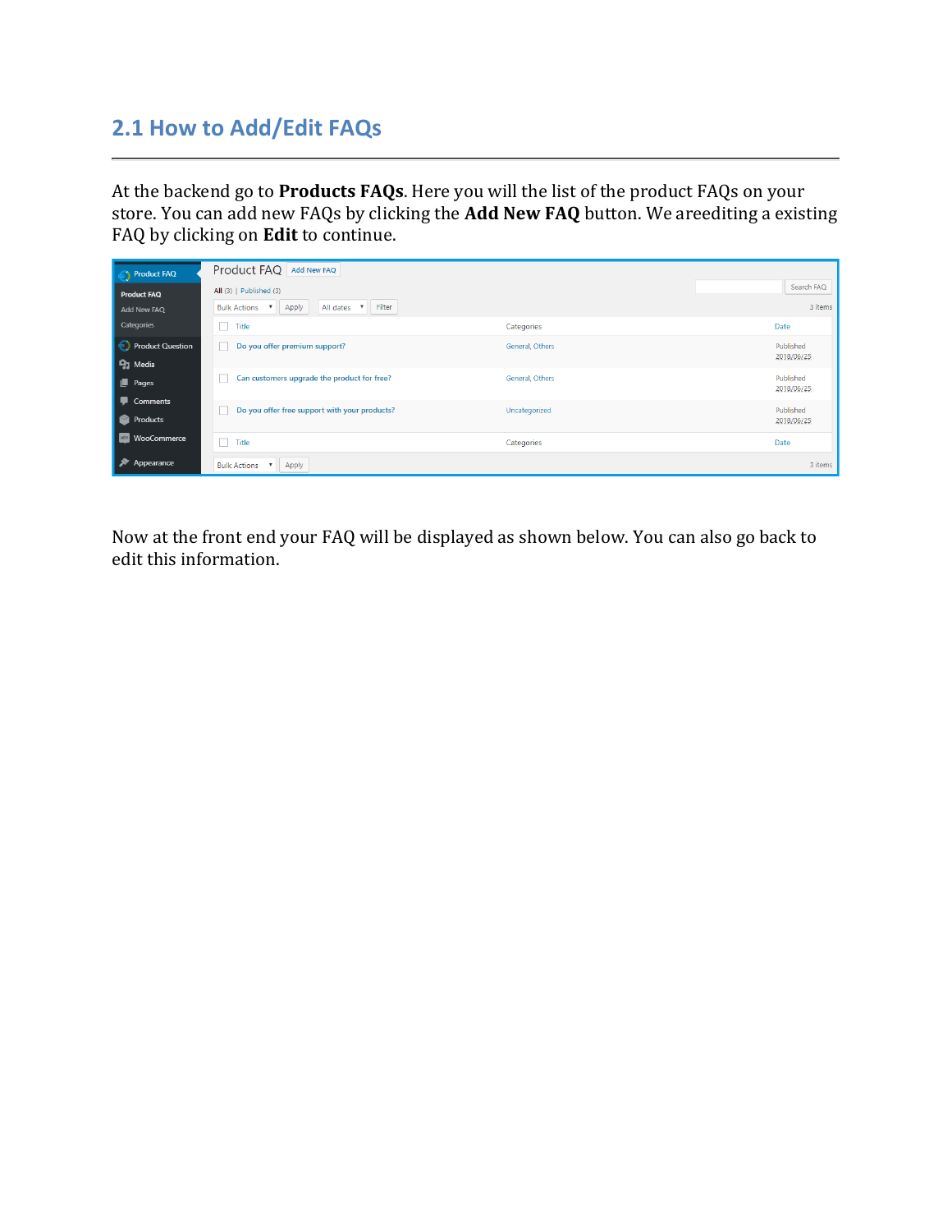## 2.1 How to Add/Edit FAQs

At the backend go to **Products FAQs**. Here you will the list of the product FAQs on your store. You can add new FAQs by clicking the **Add New FAQ** button. We areediting a existing FAQ by clicking on **Edit** to continue.

Now at the front end your FAQ will be displayed as shown below. You can also go back to edit this information.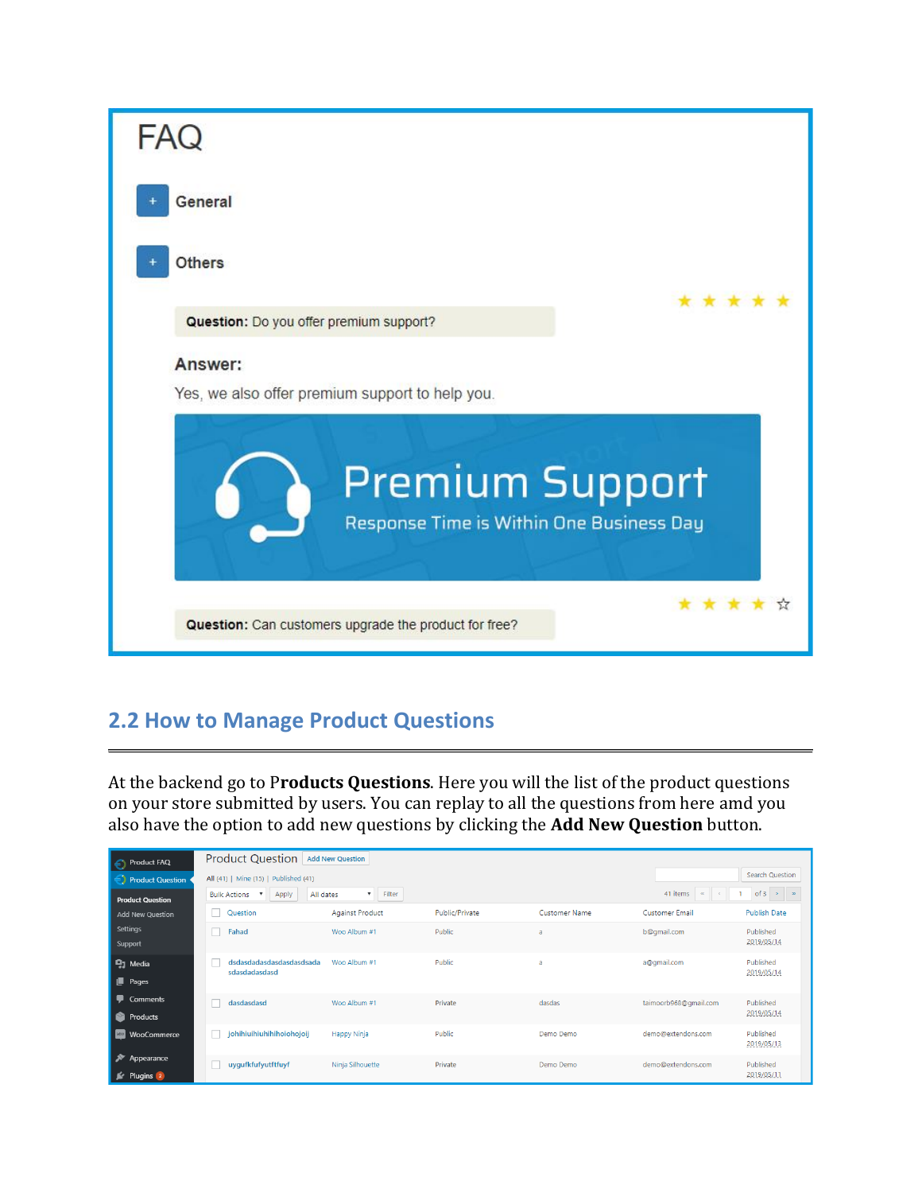## 2.2 How to Manage Product Questions

At the backend go to P**roducts Questions**. Here you will the list of the product questions on your store submitted by users. You can replay to all the questions from here amd you also have the option to add new questions by clicking the **Add New Question** button.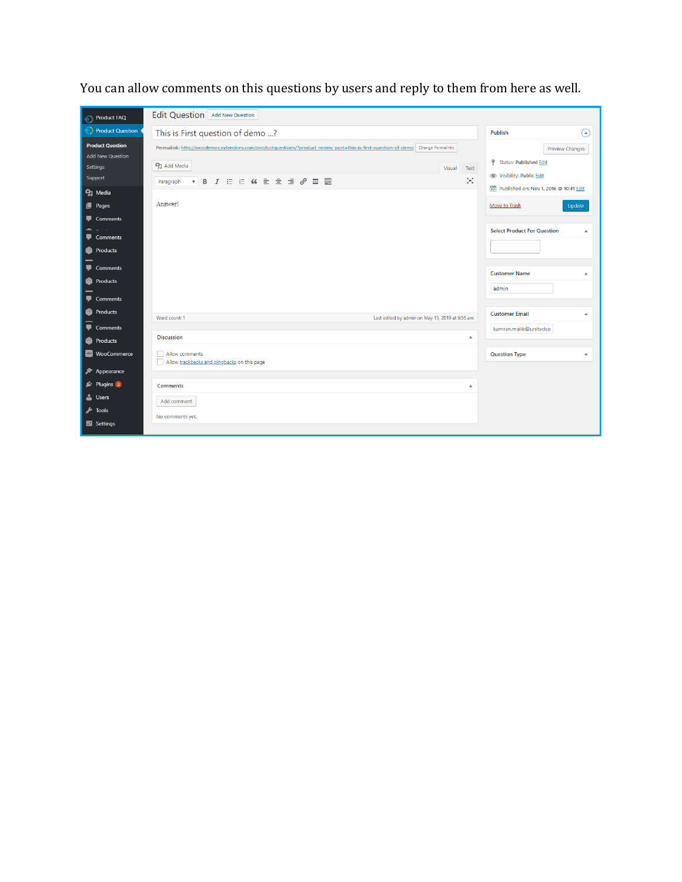You can allow comments on this questions by users and reply to them from here as well.